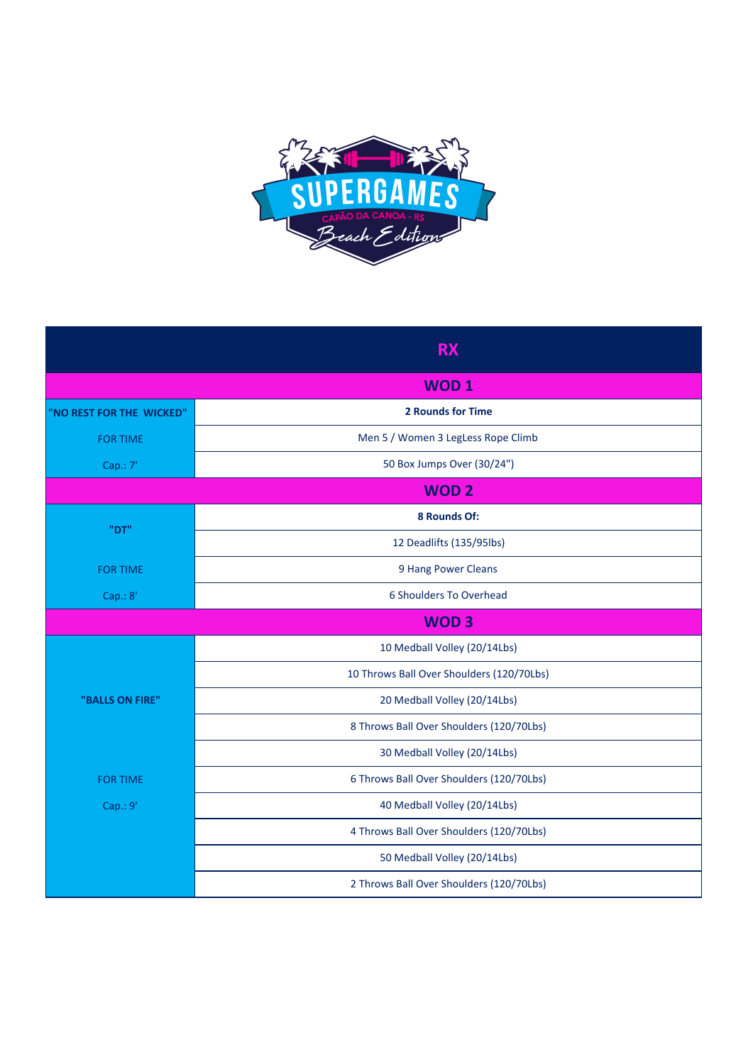SUPERGAMES

CAPÃO DA CANOA - RS

Beach Edition

| RX | |
|---|---|
| **WOD 1** | |
| **"NO REST FOR THE WICKED"** | **2 Rounds for Time** |
| FOR TIME | Men 5 / Women 3 LegLess Rope Climb |
| Cap.: 7' | 50 Box Jumps Over (30/24") |
| **WOD 2** | |
| **"DT"** | **8 Rounds Of:** |
| | 12 Deadlifts (135/95lbs) |
| FOR TIME | 9 Hang Power Cleans |
| Cap.: 8' | 6 Shoulders To Overhead |
| **WOD 3** | |
| **"BALLS ON FIRE"** | 10 Medball Volley (20/14Lbs) |
| | 10 Throws Ball Over Shoulders (120/70Lbs) |
| | 20 Medball Volley (20/14Lbs) |
| | 8 Throws Ball Over Shoulders (120/70Lbs) |
| | 30 Medball Volley (20/14Lbs) |
| FOR TIME | 6 Throws Ball Over Shoulders (120/70Lbs) |
| Cap.: 9' | 40 Medball Volley (20/14Lbs) |
| | 4 Throws Ball Over Shoulders (120/70Lbs) |
| | 50 Medball Volley (20/14Lbs) |
| | 2 Throws Ball Over Shoulders (120/70Lbs) |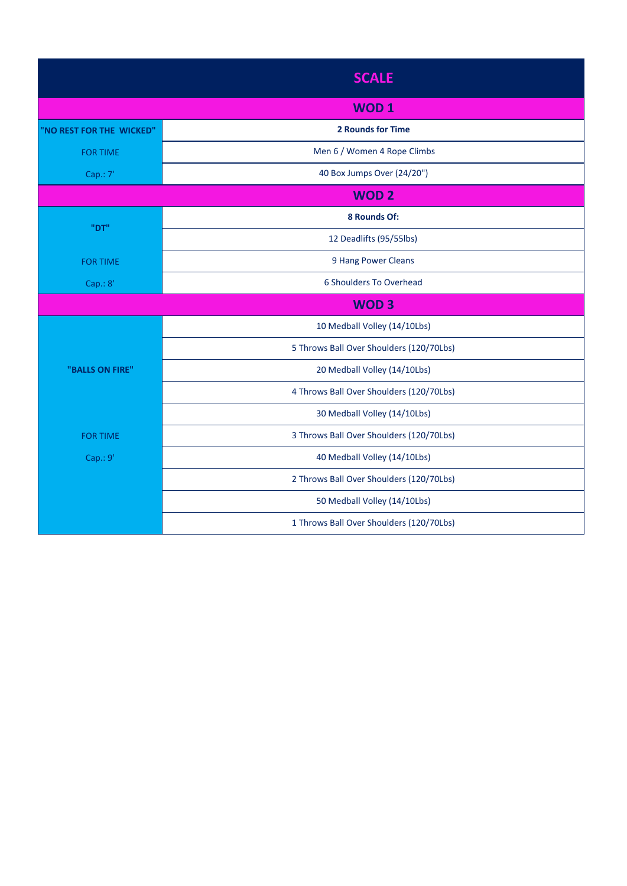| SCALE | |
| --- | --- |
| **WOD 1** | |
| **"NO REST FOR THE WICKED"** | **2 Rounds for Time** |
| FOR TIME | Men 6 / Women 4 Rope Climbs |
| Cap.: 7' | 40 Box Jumps Over (24/20") |
| **WOD 2** | |
| **"DT"** | **8 Rounds Of:** |
| | 12 Deadlifts (95/55lbs) |
| FOR TIME | 9 Hang Power Cleans |
| Cap.: 8' | 6 Shoulders To Overhead |
| **WOD 3** | |
| **"BALLS ON FIRE"** | 10 Medball Volley (14/10Lbs) |
| | 5 Throws Ball Over Shoulders (120/70Lbs) |
| | 20 Medball Volley (14/10Lbs) |
| | 4 Throws Ball Over Shoulders (120/70Lbs) |
| | 30 Medball Volley (14/10Lbs) |
| FOR TIME | 3 Throws Ball Over Shoulders (120/70Lbs) |
| Cap.: 9' | 40 Medball Volley (14/10Lbs) |
| | 2 Throws Ball Over Shoulders (120/70Lbs) |
| | 50 Medball Volley (14/10Lbs) |
| | 1 Throws Ball Over Shoulders (120/70Lbs) |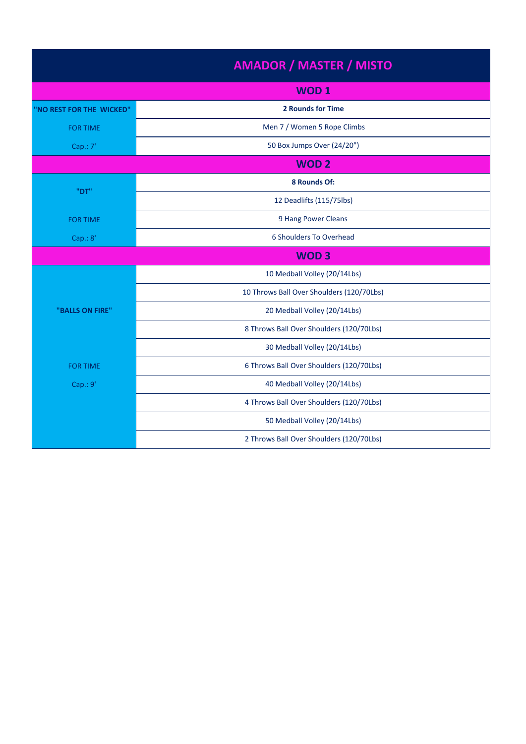| | AMADOR / MASTER / MISTO |
|---|---|
| | **WOD 1** |
| **"NO REST FOR THE WICKED"** | **2 Rounds for Time** |
| FOR TIME | Men 7 / Women 5 Rope Climbs |
| Cap.: 7' | 50 Box Jumps Over (24/20") |
| | **WOD 2** |
| **"DT"** | **8 Rounds Of:** |
| | 12 Deadlifts (115/75lbs) |
| FOR TIME | 9 Hang Power Cleans |
| Cap.: 8' | 6 Shoulders To Overhead |
| | **WOD 3** |
| | 10 Medball Volley (20/14Lbs) |
| | 10 Throws Ball Over Shoulders (120/70Lbs) |
| **"BALLS ON FIRE"** | 20 Medball Volley (20/14Lbs) |
| | 8 Throws Ball Over Shoulders (120/70Lbs) |
| | 30 Medball Volley (20/14Lbs) |
| FOR TIME | 6 Throws Ball Over Shoulders (120/70Lbs) |
| Cap.: 9' | 40 Medball Volley (20/14Lbs) |
| | 4 Throws Ball Over Shoulders (120/70Lbs) |
| | 50 Medball Volley (20/14Lbs) |
| | 2 Throws Ball Over Shoulders (120/70Lbs) |